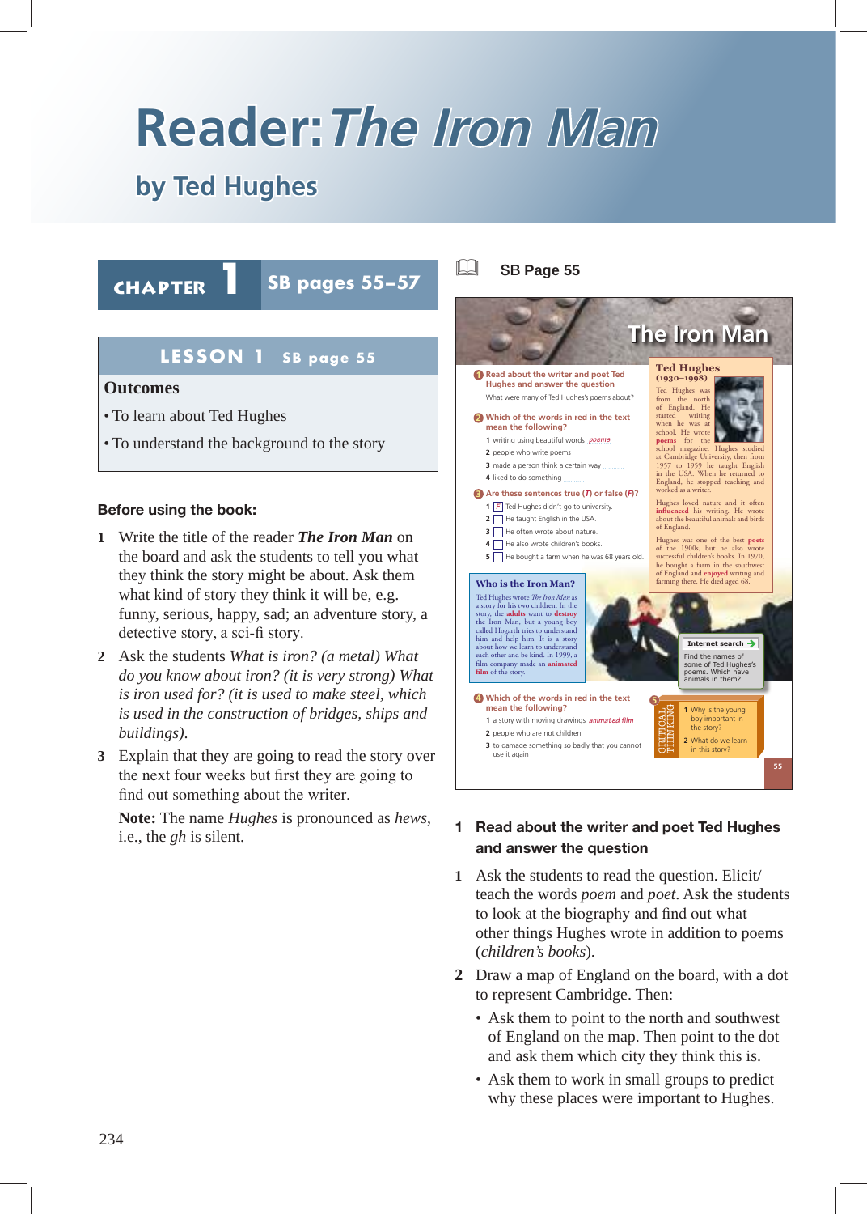# Reader: *The Iron Man*

## by Ted Hughes

## CHAPTER 1 SB pages 55–57

### LESSON 1 SB page 55

**Outcomes**

- To learn about Ted Hughes
- To understand the background to the story

**Before using the book:**

1. Write the title of the reader ***The Iron Man*** on the board and ask the students to tell you what they think the story might be about. Ask them what kind of story they think it will be, e.g. funny, serious, happy, sad; an adventure story, a detective story, a sci-fi story.
2. Ask the students *What is iron? (a metal) What do you know about iron? (it is very strong) What is iron used for? (it is used to make steel, which is used in the construction of bridges, ships and buildings).*
3. Explain that they are going to read the story over the next four weeks but first they are going to find out something about the writer.

   **Note:** The name *Hughes* is pronounced as *hews*, i.e., the *gh* is silent.

SB Page 55

**The Iron Man**

**1 Read about the writer and poet Ted Hughes and answer the question**

What were many of Ted Hughes's poems about?

**2 Which of the words in red in the text mean the following?**

1 writing using beautiful words *poems*
2 people who write poems ........
3 made a person think a certain way ........
4 liked to do something ........

**3 Are these sentences true (*T*) or false (*F*)?**

1 [F] Ted Hughes didn't go to university.
2 [ ] He taught English in the USA.
3 [ ] He often wrote about nature.
4 [ ] He also wrote children's books.
5 [ ] He bought a farm when he was 68 years old.

**Ted Hughes (1930–1998)**

Ted Hughes was from the north of England. He started writing when he was at school. He wrote **poems** for the school magazine. Hughes studied at Cambridge University, then from 1957 to 1959 he taught English in the USA. When he returned to England, he stopped teaching and worked as a writer.

Hughes loved nature and it often **influenced** his writing. He wrote about the beautiful animals and birds of England.

Hughes was one of the best **poets** of the 1900s, but he also wrote successful children's books. In 1970, he bought a farm in the southwest of England and **enjoyed** writing and farming there. He died aged 68.

**Who is the Iron Man?**

Ted Hughes wrote *The Iron Man* as a story for his two children. In the story, the **adults** want to **destroy** the Iron Man, but a young boy called Hogarth tries to understand him and help him. It is a story about how we learn to understand each other and be kind. In 1999, a film company made an **animated film** of the story.

**Internet search**

Find the names of some of Ted Hughes's poems. Which have animals in them?

**4 Which of the words in red in the text mean the following?**

1 a story with moving drawings *animated film*
2 people who are not children ........
3 to damage something so badly that you cannot use it again ........

**5 CRITICAL THINKING**

1 Why is the young boy important in the story?
2 What do we learn in this story?

### 1 Read about the writer and poet Ted Hughes and answer the question

1. Ask the students to read the question. Elicit/teach the words *poem* and *poet*. Ask the students to look at the biography and find out what other things Hughes wrote in addition to poems (*children's books*).
2. Draw a map of England on the board, with a dot to represent Cambridge. Then:
   - Ask them to point to the north and southwest of England on the map. Then point to the dot and ask them which city they think this is.
   - Ask them to work in small groups to predict why these places were important to Hughes.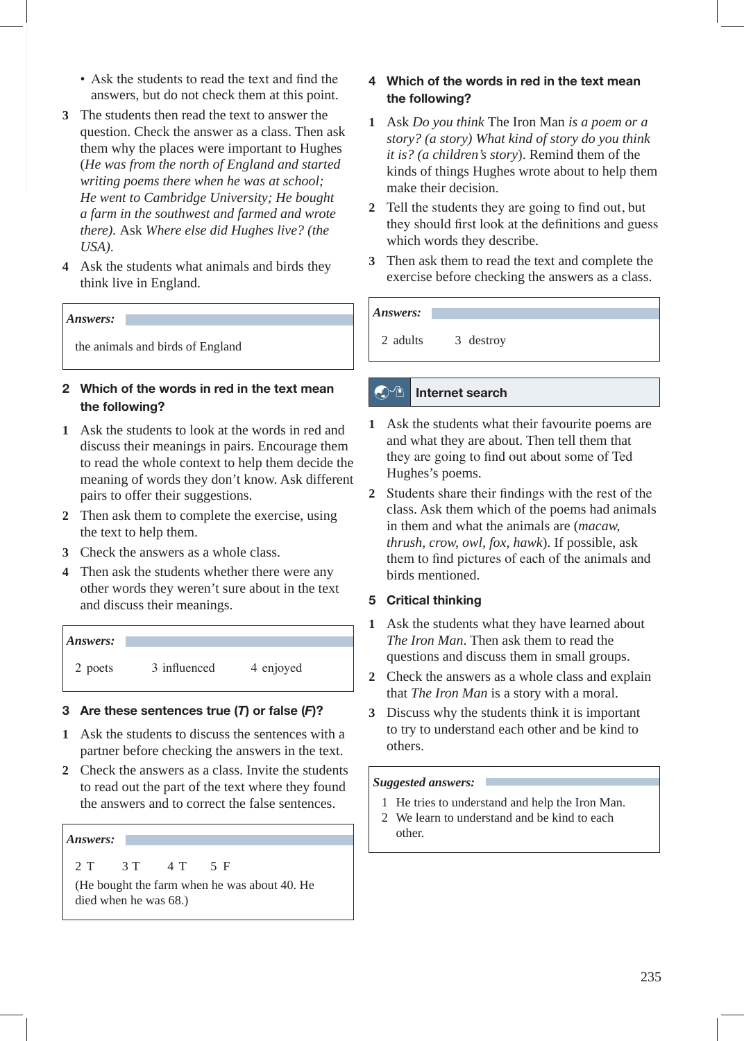- Ask the students to read the text and find the answers, but do not check them at this point.

3 The students then read the text to answer the question. Check the answer as a class. Then ask them why the places were important to Hughes (*He was from the north of England and started writing poems there when he was at school; He went to Cambridge University; He bought a farm in the southwest and farmed and wrote there).* Ask *Where else did Hughes live? (the USA).*

4 Ask the students what animals and birds they think live in England.

***Answers:***

the animals and birds of England

### 2 Which of the words in red in the text mean the following?

1 Ask the students to look at the words in red and discuss their meanings in pairs. Encourage them to read the whole context to help them decide the meaning of words they don't know. Ask different pairs to offer their suggestions.

2 Then ask them to complete the exercise, using the text to help them.

3 Check the answers as a whole class.

4 Then ask the students whether there were any other words they weren't sure about in the text and discuss their meanings.

***Answers:***

2 poets 3 influenced 4 enjoyed

### 3 Are these sentences true (*T*) or false (*F*)?

1 Ask the students to discuss the sentences with a partner before checking the answers in the text.

2 Check the answers as a class. Invite the students to read out the part of the text where they found the answers and to correct the false sentences.

***Answers:***

2 T 3 T 4 T 5 F

(He bought the farm when he was about 40. He died when he was 68.)

### 4 Which of the words in red in the text mean the following?

1 Ask *Do you think* The Iron Man *is a poem or a story? (a story) What kind of story do you think it is? (a children's story*). Remind them of the kinds of things Hughes wrote about to help them make their decision.

2 Tell the students they are going to find out, but they should first look at the definitions and guess which words they describe.

3 Then ask them to read the text and complete the exercise before checking the answers as a class.

***Answers:***

2 adults 3 destroy

### Internet search

1 Ask the students what their favourite poems are and what they are about. Then tell them that they are going to find out about some of Ted Hughes's poems.

2 Students share their findings with the rest of the class. Ask them which of the poems had animals in them and what the animals are (*macaw, thrush, crow, owl, fox, hawk*). If possible, ask them to find pictures of each of the animals and birds mentioned.

### 5 Critical thinking

1 Ask the students what they have learned about *The Iron Man*. Then ask them to read the questions and discuss them in small groups.

2 Check the answers as a whole class and explain that *The Iron Man* is a story with a moral.

3 Discuss why the students think it is important to try to understand each other and be kind to others.

***Suggested answers:***

1 He tries to understand and help the Iron Man.
2 We learn to understand and be kind to each other.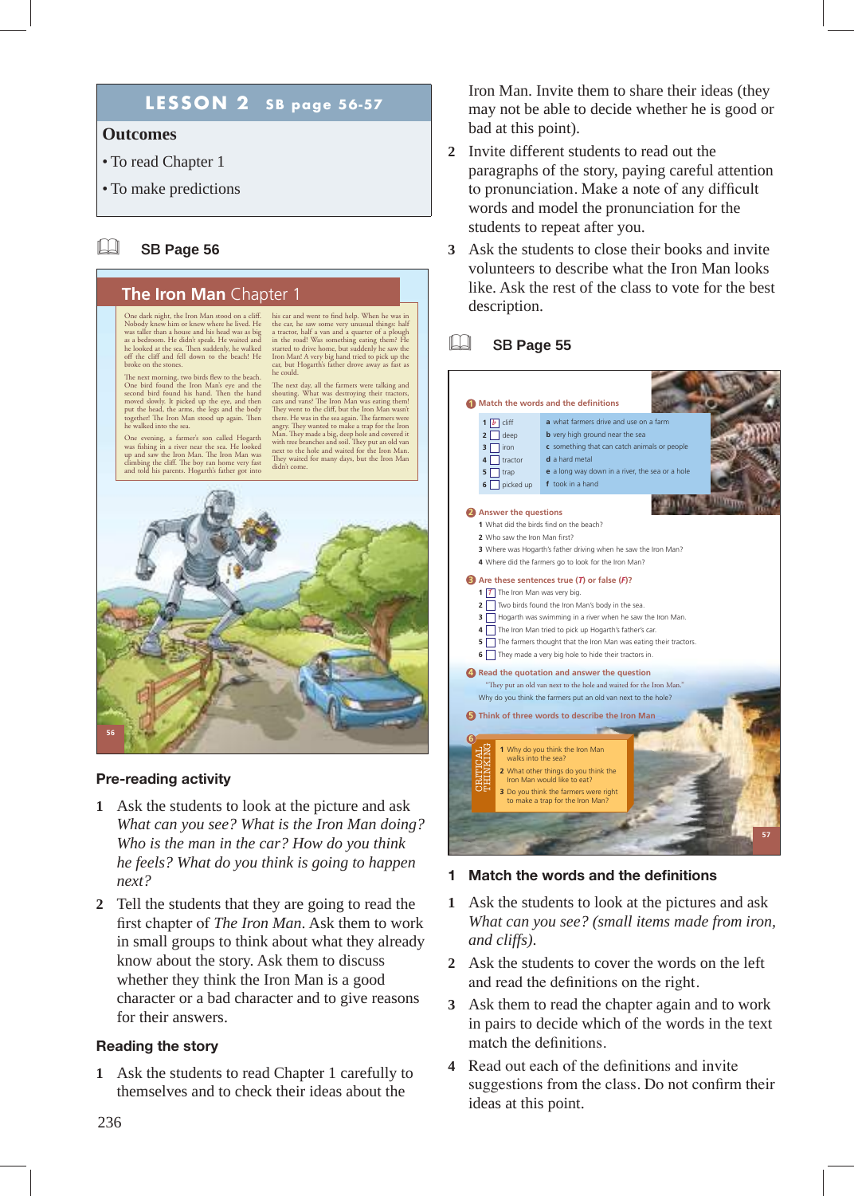# LESSON 2 SB page 56-57

**Outcomes**

- To read Chapter 1
- To make predictions

## SB Page 56

### The Iron Man Chapter 1

One dark night, the Iron Man stood on a cliff. Nobody knew him or knew where he lived. He was taller than a house and his head was as big as a bedroom. He didn't speak. He waited and he looked at the sea. Then suddenly, he walked off the cliff and fell down to the beach! He broke on the stones.

The next morning, two birds flew to the beach. One bird found the Iron Man's eye and the second bird found his hand. Then the hand moved slowly. It picked up the eye, and then put the head, the arms, the legs and the body together! The Iron Man stood up again. Then he walked into the sea.

One evening, a farmer's son called Hogarth was fishing in a river near the sea. He looked up and saw the Iron Man. The Iron Man was climbing the cliff. The boy ran home very fast and told his parents. Hogarth's father got into his car and went to find help. When he was in the car, he saw some very unusual things: half a tractor, half a van and a quarter of a plough in the road! Was something eating them? He started to drive home, but suddenly he saw the Iron Man! A very big hand tried to pick up the car, but Hogarth's father drove away as fast as he could.

The next day, all the farmers were talking and shouting. What was destroying their tractors, cars and vans? The Iron Man was eating them! They went to the cliff, but the Iron Man wasn't there. He was in the sea again. The farmers were angry. They wanted to make a trap for the Iron Man. They made a big, deep hole and covered it with tree branches and soil. They put an old van next to the hole and waited for the Iron Man. They waited for many days, but the Iron Man didn't come.

### Pre-reading activity

1 Ask the students to look at the picture and ask *What can you see? What is the Iron Man doing? Who is the man in the car? How do you think he feels? What do you think is going to happen next?*

2 Tell the students that they are going to read the first chapter of *The Iron Man*. Ask them to work in small groups to think about what they already know about the story. Ask them to discuss whether they think the Iron Man is a good character or a bad character and to give reasons for their answers.

### Reading the story

1 Ask the students to read Chapter 1 carefully to themselves and to check their ideas about the Iron Man. Invite them to share their ideas (they may not be able to decide whether he is good or bad at this point).

2 Invite different students to read out the paragraphs of the story, paying careful attention to pronunciation. Make a note of any difficult words and model the pronunciation for the students to repeat after you.

3 Ask the students to close their books and invite volunteers to describe what the Iron Man looks like. Ask the rest of the class to vote for the best description.

## SB Page 55

**1 Match the words and the definitions**

| | |
|---|---|
| 1 [b] cliff | a what farmers drive and use on a farm |
| 2 [ ] deep | b very high ground near the sea |
| 3 [ ] iron | c something that can catch animals or people |
| 4 [ ] tractor | d a hard metal |
| 5 [ ] trap | e a long way down in a river, the sea or a hole |
| 6 [ ] picked up | f took in a hand |

**2 Answer the questions**

1 What did the birds find on the beach?
2 Who saw the Iron Man first?
3 Where was Hogarth's father driving when he saw the Iron Man?
4 Where did the farmers go to look for the Iron Man?

**3 Are these sentences true (*T*) or false (*F*)?**

1 [T] The Iron Man was very big.
2 [ ] Two birds found the Iron Man's body in the sea.
3 [ ] Hogarth was swimming in a river when he saw the Iron Man.
4 [ ] The Iron Man tried to pick up Hogarth's father's car.
5 [ ] The farmers thought that the Iron Man was eating their tractors.
6 [ ] They made a very big hole to hide their tractors in.

**4 Read the quotation and answer the question**

"They put an old van next to the hole and waited for the Iron Man."
Why do you think the farmers put an old van next to the hole?

**5 Think of three words to describe the Iron Man**

**6 CRITICAL THINKING**

1 Why do you think the Iron Man walks into the sea?
2 What other things do you think the Iron Man would like to eat?
3 Do you think the farmers were right to make a trap for the Iron Man?

### 1 Match the words and the definitions

1 Ask the students to look at the pictures and ask *What can you see? (small items made from iron, and cliffs).*

2 Ask the students to cover the words on the left and read the definitions on the right.

3 Ask them to read the chapter again and to work in pairs to decide which of the words in the text match the definitions.

4 Read out each of the definitions and invite suggestions from the class. Do not confirm their ideas at this point.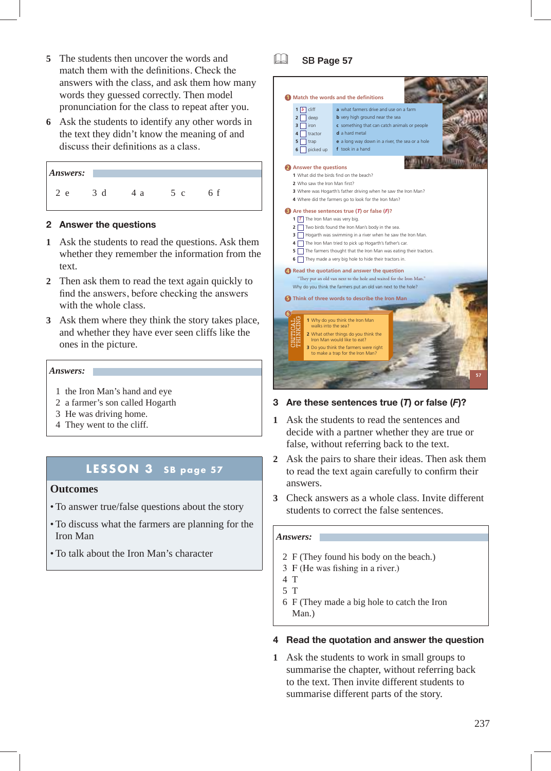5 The students then uncover the words and match them with the definitions. Check the answers with the class, and ask them how many words they guessed correctly. Then model pronunciation for the class to repeat after you.

6 Ask the students to identify any other words in the text they didn't know the meaning of and discuss their definitions as a class.

**Answers:**

2 e    3 d    4 a    5 c    6 f

## 2 Answer the questions

1 Ask the students to read the questions. Ask them whether they remember the information from the text.

2 Then ask them to read the text again quickly to find the answers, before checking the answers with the whole class.

3 Ask them where they think the story takes place, and whether they have ever seen cliffs like the ones in the picture.

**Answers:**

1 the Iron Man's hand and eye
2 a farmer's son called Hogarth
3 He was driving home.
4 They went to the cliff.

## LESSON 3 SB page 57

### Outcomes

- To answer true/false questions about the story
- To discuss what the farmers are planning for the Iron Man
- To talk about the Iron Man's character

## SB Page 57

**1 Match the words and the definitions**

1 [b] cliff — a what farmers drive and use on a farm
2 [ ] deep — b very high ground near the sea
3 [ ] iron — c something that can catch animals or people
4 [ ] tractor — d a hard metal
5 [ ] trap — e a long way down in a river, the sea or a hole
6 [ ] picked up — f took in a hand

**2 Answer the questions**

1 What did the birds find on the beach?
2 Who saw the Iron Man first?
3 Where was Hogarth's father driving when he saw the Iron Man?
4 Where did the farmers go to look for the Iron Man?

**3 Are these sentences true (T) or false (F)?**

1 [T] The Iron Man was very big.
2 [ ] Two birds found the Iron Man's body in the sea.
3 [ ] Hogarth was swimming in a river when he saw the Iron Man.
4 [ ] The Iron Man tried to pick up Hogarth's father's car.
5 [ ] The farmers thought that the Iron Man was eating their tractors.
6 [ ] They made a very big hole to hide their tractors in.

**4 Read the quotation and answer the question**

"They put an old van next to the hole and waited for the Iron Man."
Why do you think the farmers put an old van next to the hole?

**5 Think of three words to describe the Iron Man**

**6 CRITICAL THINKING**

1 Why do you think the Iron Man walks into the sea?
2 What other things do you think the Iron Man would like to eat?
3 Do you think the farmers were right to make a trap for the Iron Man?

## 3 Are these sentences true (T) or false (F)?

1 Ask the students to read the sentences and decide with a partner whether they are true or false, without referring back to the text.

2 Ask the pairs to share their ideas. Then ask them to read the text again carefully to confirm their answers.

3 Check answers as a whole class. Invite different students to correct the false sentences.

**Answers:**

2 F (They found his body on the beach.)
3 F (He was fishing in a river.)
4 T
5 T
6 F (They made a big hole to catch the Iron Man.)

## 4 Read the quotation and answer the question

1 Ask the students to work in small groups to summarise the chapter, without referring back to the text. Then invite different students to summarise different parts of the story.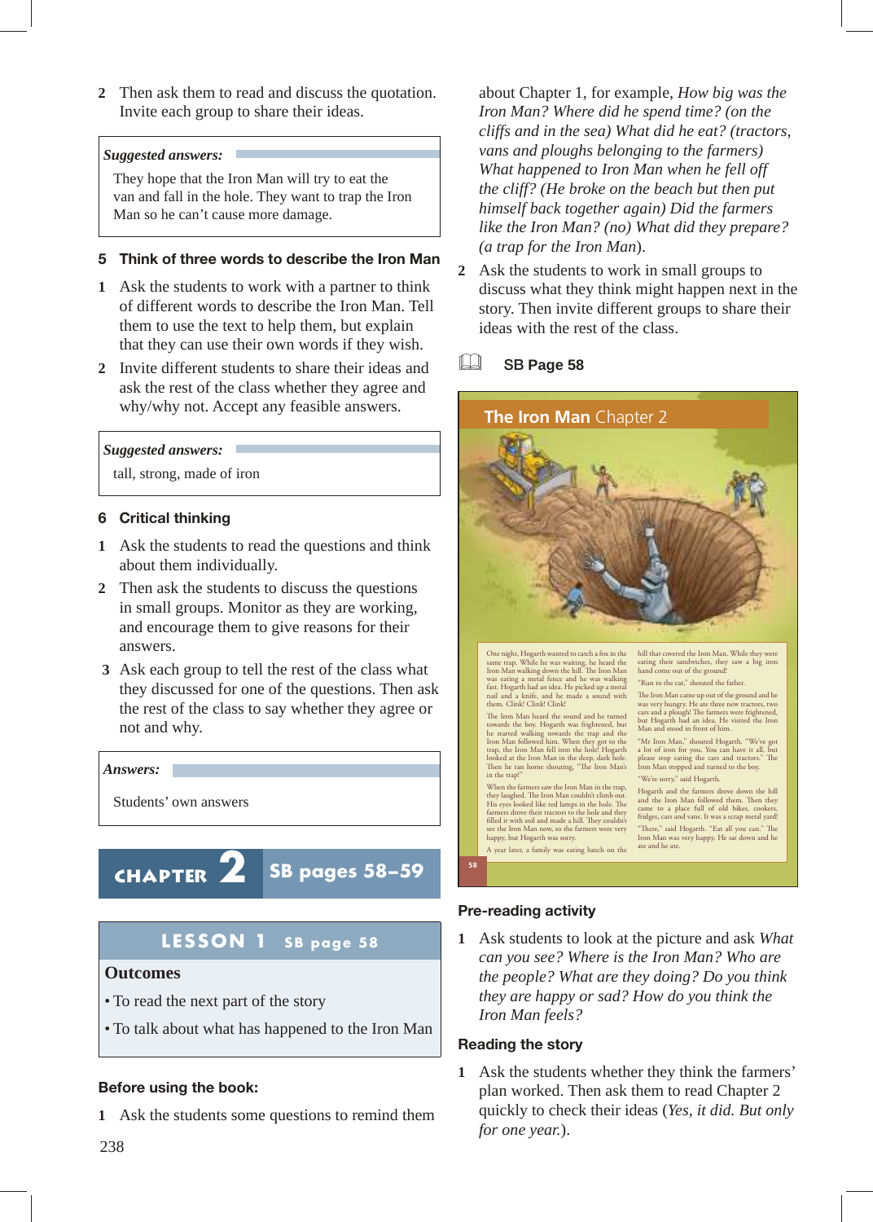2 Then ask them to read and discuss the quotation. Invite each group to share their ideas.

> ***Suggested answers:***
>
> They hope that the Iron Man will try to eat the van and fall in the hole. They want to trap the Iron Man so he can't cause more damage.

### 5 Think of three words to describe the Iron Man

1 Ask the students to work with a partner to think of different words to describe the Iron Man. Tell them to use the text to help them, but explain that they can use their own words if they wish.

2 Invite different students to share their ideas and ask the rest of the class whether they agree and why/why not. Accept any feasible answers.

> ***Suggested answers:***
>
> tall, strong, made of iron

### 6 Critical thinking

1 Ask the students to read the questions and think about them individually.

2 Then ask the students to discuss the questions in small groups. Monitor as they are working, and encourage them to give reasons for their answers.

3 Ask each group to tell the rest of the class what they discussed for one of the questions. Then ask the rest of the class to say whether they agree or not and why.

> ***Answers:***
>
> Students' own answers

## CHAPTER 2 SB pages 58–59

## LESSON 1 SB page 58

**Outcomes**

- To read the next part of the story
- To talk about what has happened to the Iron Man

### Before using the book:

1 Ask the students some questions to remind them about Chapter 1, for example, *How big was the Iron Man? Where did he spend time? (on the cliffs and in the sea) What did he eat? (tractors, vans and ploughs belonging to the farmers) What happened to Iron Man when he fell off the cliff? (He broke on the beach but then put himself back together again) Did the farmers like the Iron Man? (no) What did they prepare? (a trap for the Iron Man*).

2 Ask the students to work in small groups to discuss what they think might happen next in the story. Then invite different groups to share their ideas with the rest of the class.

### SB Page 58

**The Iron Man Chapter 2**

One night, Hogarth wanted to catch a fox in the same trap. While he was waiting, he heard the Iron Man walking down the hill. The Iron Man was eating a metal fence and he was walking fast. Hogarth had an idea. He picked up a metal nail and a knife, and he made a sound with them. Clink! Clink! Clink!

The Iron Man heard the sound and he turned towards the boy. Hogarth was frightened, but he started walking towards the trap and the Iron Man followed him. When they got to the trap, the Iron Man fell into the hole! Hogarth looked at the Iron Man in the deep, dark hole. Then he ran home shouting, "The Iron Man's in the trap!"

When the farmers saw the Iron Man in the trap, they laughed. The Iron Man couldn't climb out. His eyes looked like red lamps in the hole. The farmers drove their tractors to the hole and they filled it with soil and made a hill. They couldn't see the Iron Man now, so the farmers were very happy, but Hogarth was sorry.

A year later, a family was eating lunch on the hill that covered the Iron Man. While they were eating their sandwiches, they saw a big iron hand come out of the ground!

"Run to the car," shouted the father.

The Iron Man came up out of the ground and he was very hungry. He ate three new tractors, two cars and a plough! The farmers were frightened, but Hogarth had an idea. He visited the Iron Man and stood in front of him.

"Mr Iron Man," shouted Hogarth. "We've got a lot of iron for you. You can have it all, but please stop eating the cars and tractors." The Iron Man stopped and turned to the boy.

"We're sorry," said Hogarth.

Hogarth and the farmers drove down the hill and the Iron Man followed them. Then they came to a place full of old bikes, cookers, fridges, cars and vans. It was a scrap metal yard!

"There," said Hogarth. "Eat all you can." The Iron Man was very happy. He sat down and he ate and he ate.

### Pre-reading activity

1 Ask students to look at the picture and ask *What can you see? Where is the Iron Man? Who are the people? What are they doing? Do you think they are happy or sad? How do you think the Iron Man feels?*

### Reading the story

1 Ask the students whether they think the farmers' plan worked. Then ask them to read Chapter 2 quickly to check their ideas (*Yes, it did. But only for one year.*).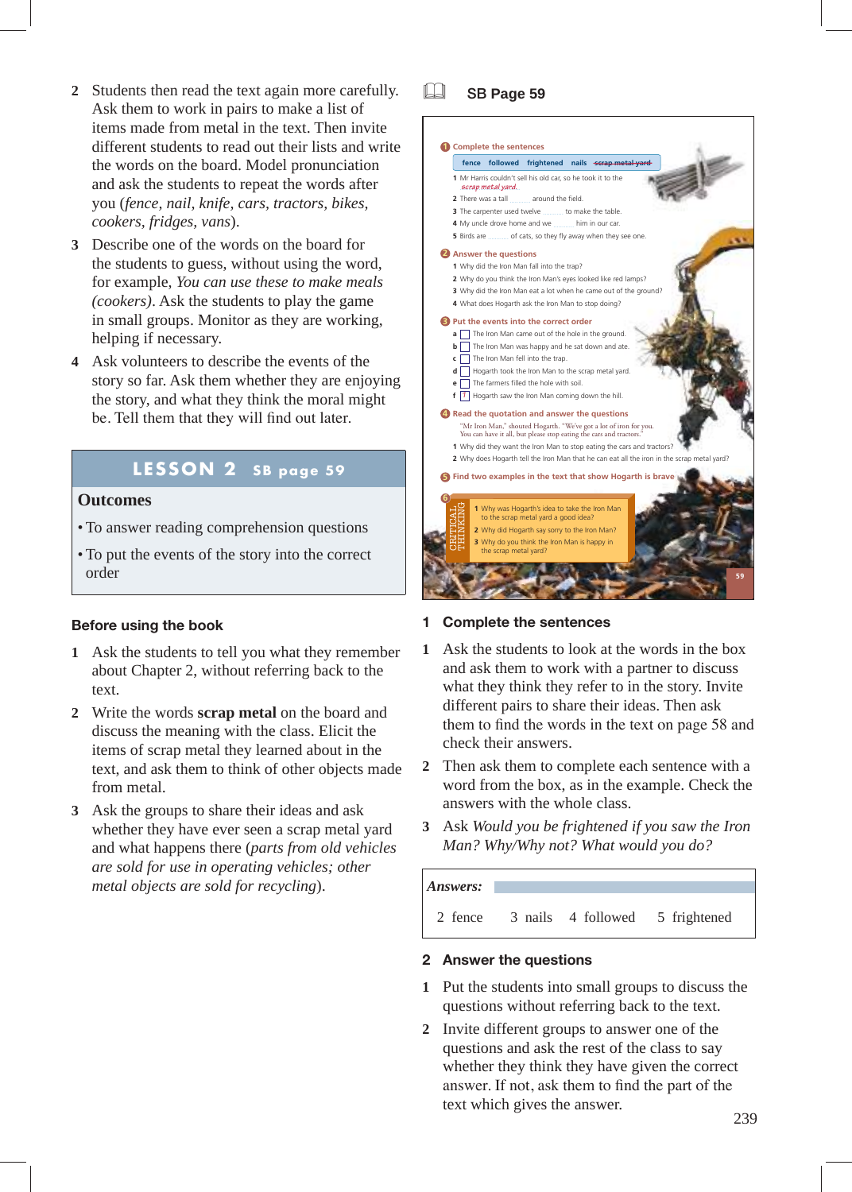2 Students then read the text again more carefully. Ask them to work in pairs to make a list of items made from metal in the text. Then invite different students to read out their lists and write the words on the board. Model pronunciation and ask the students to repeat the words after you (*fence, nail, knife, cars, tractors, bikes, cookers, fridges, vans*).

3 Describe one of the words on the board for the students to guess, without using the word, for example, *You can use these to make meals (cookers)*. Ask the students to play the game in small groups. Monitor as they are working, helping if necessary.

4 Ask volunteers to describe the events of the story so far. Ask them whether they are enjoying the story, and what they think the moral might be. Tell them that they will find out later.

## LESSON 2 SB page 59

**Outcomes**

- To answer reading comprehension questions
- To put the events of the story into the correct order

### Before using the book

1 Ask the students to tell you what they remember about Chapter 2, without referring back to the text.

2 Write the words **scrap metal** on the board and discuss the meaning with the class. Elicit the items of scrap metal they learned about in the text, and ask them to think of other objects made from metal.

3 Ask the groups to share their ideas and ask whether they have ever seen a scrap metal yard and what happens there (*parts from old vehicles are sold for use in operating vehicles; other metal objects are sold for recycling*).

### SB Page 59

**1 Complete the sentences**

fence followed frightened nails ~~scrap metal yard~~

1 Mr Harris couldn't sell his old car, so he took it to the *scrap metal yard*.
2 There was a tall ........ around the field.
3 The carpenter used twelve ........ to make the table.
4 My uncle drove home and we ........ him in our car.
5 Birds are ........ of cats, so they fly away when they see one.

**2 Answer the questions**

1 Why did the Iron Man fall into the trap?
2 Why do you think the Iron Man's eyes looked like red lamps?
3 Why did the Iron Man eat a lot when he came out of the ground?
4 What does Hogarth ask the Iron Man to stop doing?

**3 Put the events into the correct order**

a ☐ The Iron Man came out of the hole in the ground.
b ☐ The Iron Man was happy and he sat down and ate.
c ☐ The Iron Man fell into the trap.
d ☐ Hogarth took the Iron Man to the scrap metal yard.
e ☐ The farmers filled the hole with soil.
f 1 Hogarth saw the Iron Man coming down the hill.

**4 Read the quotation and answer the questions**

"Mr Iron Man," shouted Hogarth. "We've got a lot of iron for you. You can have it all, but please stop eating the cars and tractors."

1 Why did they want the Iron Man to stop eating the cars and tractors?
2 Why does Hogarth tell the Iron Man that he can eat all the iron in the scrap metal yard?

**5 Find two examples in the text that show Hogarth is brave**

**6 CRITICAL THINKING**

1 Why was Hogarth's idea to take the Iron Man to the scrap metal yard a good idea?
2 Why did Hogarth say sorry to the Iron Man?
3 Why do you think the Iron Man is happy in the scrap metal yard?

### 1 Complete the sentences

1 Ask the students to look at the words in the box and ask them to work with a partner to discuss what they think they refer to in the story. Invite different pairs to share their ideas. Then ask them to find the words in the text on page 58 and check their answers.

2 Then ask them to complete each sentence with a word from the box, as in the example. Check the answers with the whole class.

3 Ask *Would you be frightened if you saw the Iron Man? Why/Why not? What would you do?*

**Answers:**

2 fence 3 nails 4 followed 5 frightened

### 2 Answer the questions

1 Put the students into small groups to discuss the questions without referring back to the text.

2 Invite different groups to answer one of the questions and ask the rest of the class to say whether they think they have given the correct answer. If not, ask them to find the part of the text which gives the answer.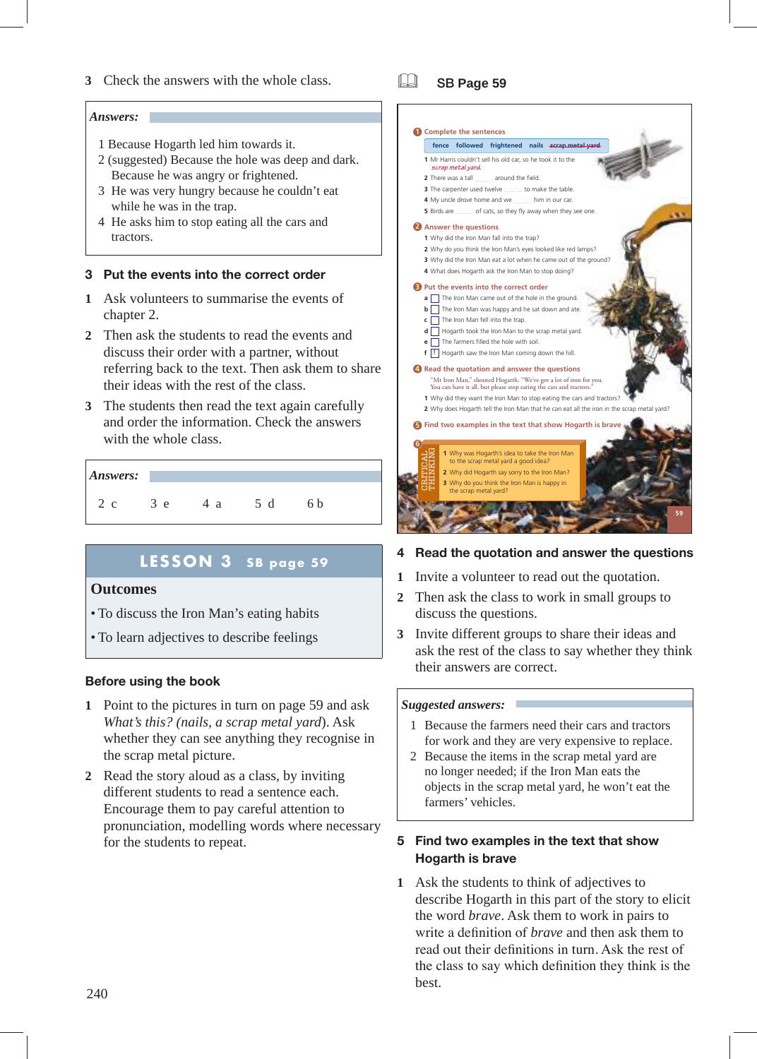3 Check the answers with the whole class.

*Answers:*

1 Because Hogarth led him towards it.
2 (suggested) Because the hole was deep and dark. Because he was angry or frightened.
3 He was very hungry because he couldn't eat while he was in the trap.
4 He asks him to stop eating all the cars and tractors.

### 3 Put the events into the correct order

1 Ask volunteers to summarise the events of chapter 2.

2 Then ask the students to read the events and discuss their order with a partner, without referring back to the text. Then ask them to share their ideas with the rest of the class.

3 The students then read the text again carefully and order the information. Check the answers with the whole class.

*Answers:*

2 c 3 e 4 a 5 d 6 b

## LESSON 3 SB page 59

**Outcomes**

- To discuss the Iron Man's eating habits
- To learn adjectives to describe feelings

### Before using the book

1 Point to the pictures in turn on page 59 and ask *What's this? (nails, a scrap metal yard*). Ask whether they can see anything they recognise in the scrap metal picture.

2 Read the story aloud as a class, by inviting different students to read a sentence each. Encourage them to pay careful attention to pronunciation, modelling words where necessary for the students to repeat.

### SB Page 59

**1 Complete the sentences**

fence followed frightened nails ~~scrap metal yard~~

1 Mr Harris couldn't sell his old car, so he took it to the *scrap metal yard*.
2 There was a tall ........ around the field.
3 The carpenter used twelve ........ to make the table.
4 My uncle drove home and we ........ him in our car.
5 Birds are ........ of cats, so they fly away when they see one.

**2 Answer the questions**

1 Why did the Iron Man fall into the trap?
2 Why do you think the Iron Man's eyes looked like red lamps?
3 Why did the Iron Man eat a lot when he came out of the ground?
4 What does Hogarth ask the Iron Man to stop doing?

**3 Put the events into the correct order**

a ☐ The Iron Man came out of the hole in the ground.
b ☐ The Iron Man was happy and he sat down and ate.
c ☐ The Iron Man fell into the trap.
d ☐ Hogarth took the Iron Man to the scrap metal yard.
e ☐ The farmers filled the hole with soil.
f 1 Hogarth saw the Iron Man coming down the hill.

**4 Read the quotation and answer the questions**

"Mr Iron Man," shouted Hogarth. "We've got a lot of iron for you. You can have it all, but please stop eating the cars and tractors."

1 Why did they want the Iron Man to stop eating the cars and tractors?
2 Why does Hogarth tell the Iron Man that he can eat all the iron in the scrap metal yard?

**5 Find two examples in the text that show Hogarth is brave**

**6** CRITICAL THINKING

1 Why was Hogarth's idea to take the Iron Man to the scrap metal yard a good idea?
2 Why did Hogarth say sorry to the Iron Man?
3 Why do you think the Iron Man is happy in the scrap metal yard?

### 4 Read the quotation and answer the questions

1 Invite a volunteer to read out the quotation.

2 Then ask the class to work in small groups to discuss the questions.

3 Invite different groups to share their ideas and ask the rest of the class to say whether they think their answers are correct.

*Suggested answers:*

1 Because the farmers need their cars and tractors for work and they are very expensive to replace.
2 Because the items in the scrap metal yard are no longer needed; if the Iron Man eats the objects in the scrap metal yard, he won't eat the farmers' vehicles.

### 5 Find two examples in the text that show Hogarth is brave

1 Ask the students to think of adjectives to describe Hogarth in this part of the story to elicit the word *brave*. Ask them to work in pairs to write a definition of *brave* and then ask them to read out their definitions in turn. Ask the rest of the class to say which definition they think is the best.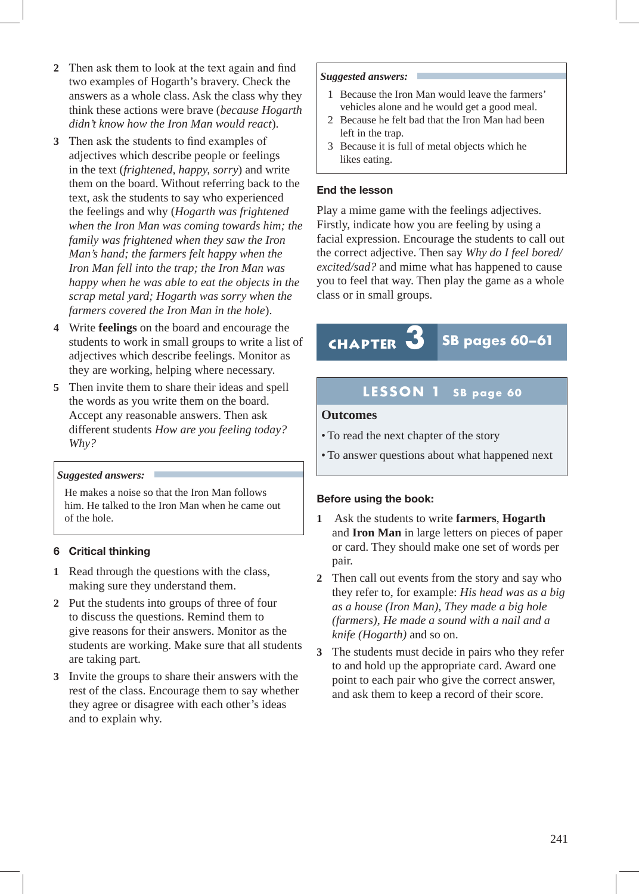2 Then ask them to look at the text again and find two examples of Hogarth's bravery. Check the answers as a whole class. Ask the class why they think these actions were brave (*because Hogarth didn't know how the Iron Man would react*).

3 Then ask the students to find examples of adjectives which describe people or feelings in the text (*frightened, happy, sorry*) and write them on the board. Without referring back to the text, ask the students to say who experienced the feelings and why (*Hogarth was frightened when the Iron Man was coming towards him; the family was frightened when they saw the Iron Man's hand; the farmers felt happy when the Iron Man fell into the trap; the Iron Man was happy when he was able to eat the objects in the scrap metal yard; Hogarth was sorry when the farmers covered the Iron Man in the hole*).

4 Write **feelings** on the board and encourage the students to work in small groups to write a list of adjectives which describe feelings. Monitor as they are working, helping where necessary.

5 Then invite them to share their ideas and spell the words as you write them on the board. Accept any reasonable answers. Then ask different students *How are you feeling today? Why?*

> ***Suggested answers:***
>
> He makes a noise so that the Iron Man follows him. He talked to the Iron Man when he came out of the hole.

### 6 Critical thinking

1 Read through the questions with the class, making sure they understand them.

2 Put the students into groups of three of four to discuss the questions. Remind them to give reasons for their answers. Monitor as the students are working. Make sure that all students are taking part.

3 Invite the groups to share their answers with the rest of the class. Encourage them to say whether they agree or disagree with each other's ideas and to explain why.

> ***Suggested answers:***
>
> 1 Because the Iron Man would leave the farmers' vehicles alone and he would get a good meal.
> 2 Because he felt bad that the Iron Man had been left in the trap.
> 3 Because it is full of metal objects which he likes eating.

### End the lesson

Play a mime game with the feelings adjectives. Firstly, indicate how you are feeling by using a facial expression. Encourage the students to call out the correct adjective. Then say *Why do I feel bored/excited/sad?* and mime what has happened to cause you to feel that way. Then play the game as a whole class or in small groups.

# CHAPTER 3 SB pages 60–61

## LESSON 1 SB page 60

**Outcomes**

- To read the next chapter of the story
- To answer questions about what happened next

### Before using the book:

1 Ask the students to write **farmers**, **Hogarth** and **Iron Man** in large letters on pieces of paper or card. They should make one set of words per pair.

2 Then call out events from the story and say who they refer to, for example: *His head was as a big as a house (Iron Man), They made a big hole (farmers), He made a sound with a nail and a knife (Hogarth)* and so on.

3 The students must decide in pairs who they refer to and hold up the appropriate card. Award one point to each pair who give the correct answer, and ask them to keep a record of their score.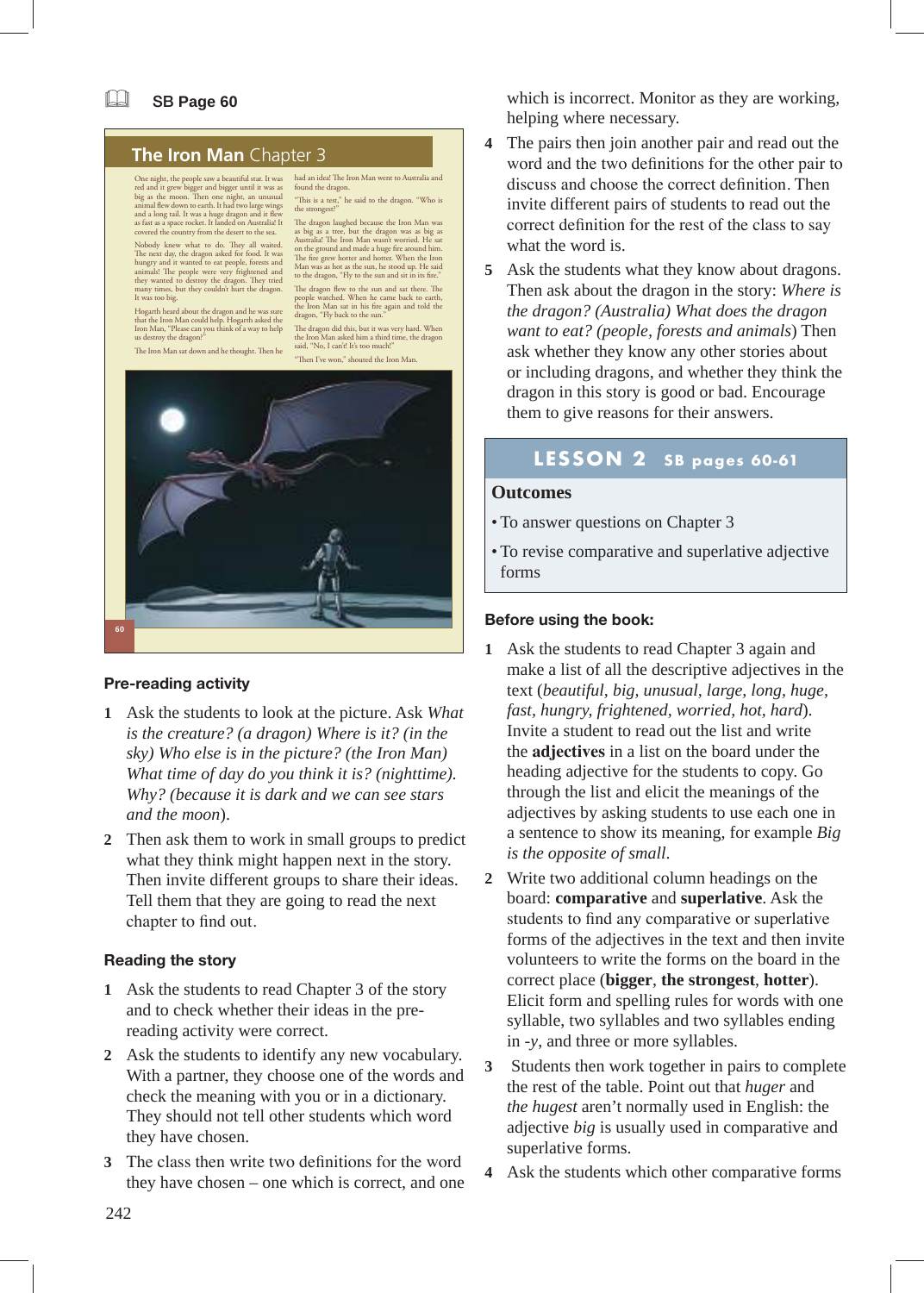SB Page 60

## The Iron Man Chapter 3

One night, the people saw a beautiful star. It was red and it grew bigger and bigger until it was as big as the moon. Then one night, an unusual animal flew down to earth. It had two large wings and a long tail. It was a huge dragon and it flew as fast as a space rocket. It landed on Australia! It covered the country from the desert to the sea.

Nobody knew what to do. They all waited. The next day, the dragon asked for food. It was hungry and it wanted to eat people, forests and animals! The people were very frightened and they wanted to destroy the dragon. They tried many times, but they couldn't hurt the dragon. It was too big.

Hogarth heard about the dragon and he was sure that the Iron Man could help. Hogarth asked the Iron Man, "Please can you think of a way to help us destroy the dragon?"

The Iron Man sat down and he thought. Then he had an idea! The Iron Man went to Australia and found the dragon.

"This is a test," he said to the dragon. "Who is the strongest?"

The dragon laughed because the Iron Man was as big as a tree, but the dragon was as big as Australia! The Iron Man wasn't worried. He sat on the ground and made a huge fire around him. The fire grew hotter and hotter. When the Iron Man was as hot as the sun, he stood up. He said to the dragon, "Fly to the sun and sit in its fire."

The dragon flew to the sun and sat there. The people watched. When he came back to earth, the Iron Man sat in his fire again and told the dragon, "Fly back to the sun."

The dragon did this, but it was very hard. When the Iron Man asked him a third time, the dragon said, "No, I can't! It's too much!"

"Then I've won," shouted the Iron Man.

### Pre-reading activity

1. Ask the students to look at the picture. Ask *What is the creature? (a dragon) Where is it? (in the sky) Who else is in the picture? (the Iron Man) What time of day do you think it is? (nighttime). Why? (because it is dark and we can see stars and the moon*).
2. Then ask them to work in small groups to predict what they think might happen next in the story. Then invite different groups to share their ideas. Tell them that they are going to read the next chapter to find out.

### Reading the story

1. Ask the students to read Chapter 3 of the story and to check whether their ideas in the pre-reading activity were correct.
2. Ask the students to identify any new vocabulary. With a partner, they choose one of the words and check the meaning with you or in a dictionary. They should not tell other students which word they have chosen.
3. The class then write two definitions for the word they have chosen – one which is correct, and one which is incorrect. Monitor as they are working, helping where necessary.
4. The pairs then join another pair and read out the word and the two definitions for the other pair to discuss and choose the correct definition. Then invite different pairs of students to read out the correct definition for the rest of the class to say what the word is.
5. Ask the students what they know about dragons. Then ask about the dragon in the story: *Where is the dragon? (Australia) What does the dragon want to eat? (people, forests and animals*) Then ask whether they know any other stories about or including dragons, and whether they think the dragon in this story is good or bad. Encourage them to give reasons for their answers.

## LESSON 2 SB pages 60-61

**Outcomes**

- To answer questions on Chapter 3
- To revise comparative and superlative adjective forms

### Before using the book:

1. Ask the students to read Chapter 3 again and make a list of all the descriptive adjectives in the text (*beautiful, big, unusual, large, long, huge, fast, hungry, frightened, worried, hot, hard*). Invite a student to read out the list and write the **adjectives** in a list on the board under the heading adjective for the students to copy. Go through the list and elicit the meanings of the adjectives by asking students to use each one in a sentence to show its meaning, for example *Big is the opposite of small.*
2. Write two additional column headings on the board: **comparative** and **superlative**. Ask the students to find any comparative or superlative forms of the adjectives in the text and then invite volunteers to write the forms on the board in the correct place (**bigger**, **the strongest**, **hotter**). Elicit form and spelling rules for words with one syllable, two syllables and two syllables ending in *-y*, and three or more syllables.
3. Students then work together in pairs to complete the rest of the table. Point out that *huger* and *the hugest* aren't normally used in English: the adjective *big* is usually used in comparative and superlative forms.
4. Ask the students which other comparative forms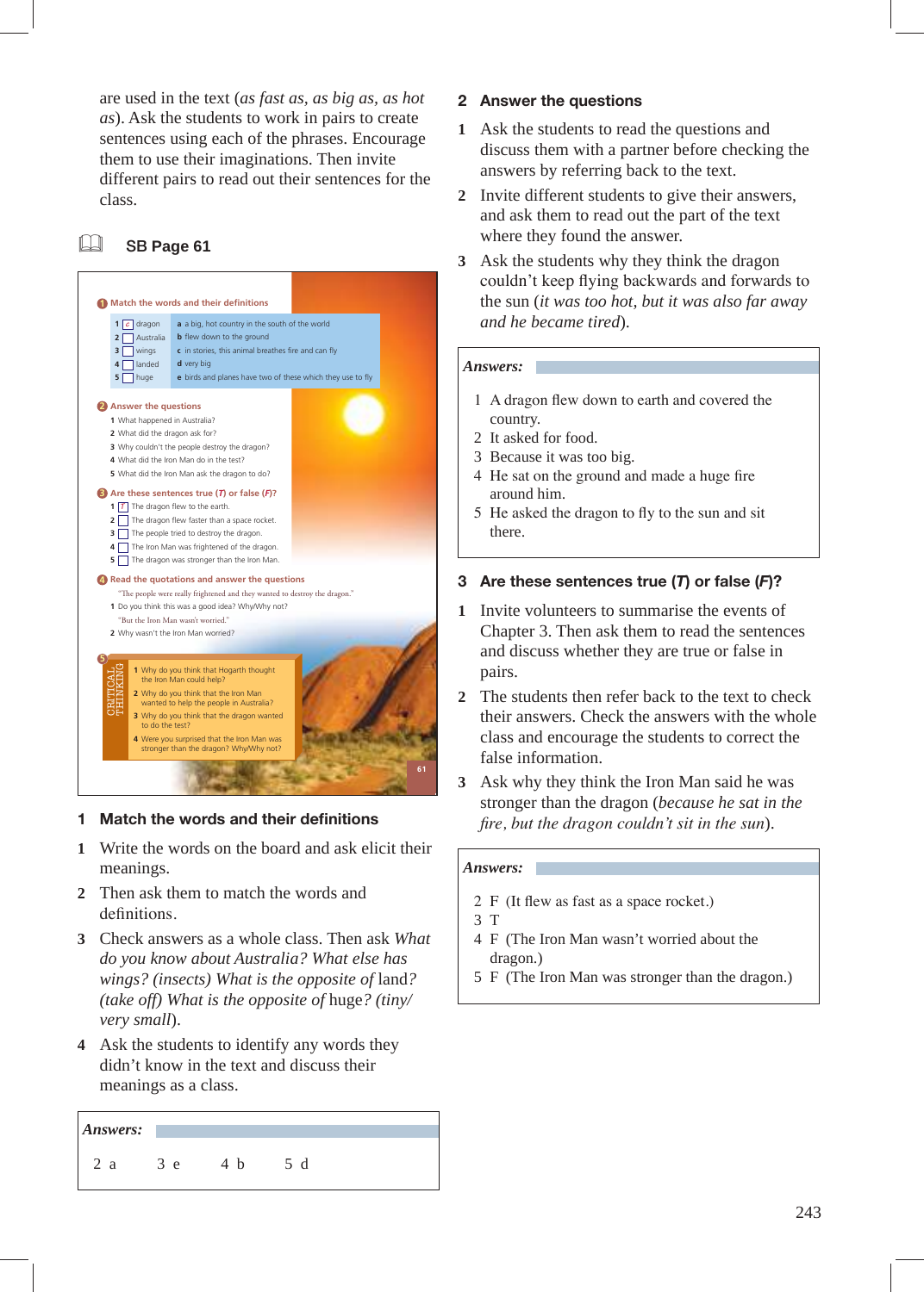are used in the text (*as fast as*, *as big as*, *as hot as*). Ask the students to work in pairs to create sentences using each of the phrases. Encourage them to use their imaginations. Then invite different pairs to read out their sentences for the class.

## SB Page 61

**1 Match the words and their definitions**

| | | |
|---|---|---|
| 1 [c] dragon | a | a big, hot country in the south of the world |
| 2 [ ] Australia | b | flew down to the ground |
| 3 [ ] wings | c | in stories, this animal breathes fire and can fly |
| 4 [ ] landed | d | very big |
| 5 [ ] huge | e | birds and planes have two of these which they use to fly |

**2 Answer the questions**

1 What happened in Australia?
2 What did the dragon ask for?
3 Why couldn't the people destroy the dragon?
4 What did the Iron Man do in the test?
5 What did the Iron Man ask the dragon to do?

**3 Are these sentences true (*T*) or false (*F*)?**

1 [T] The dragon flew to the earth.
2 [ ] The dragon flew faster than a space rocket.
3 [ ] The people tried to destroy the dragon.
4 [ ] The Iron Man was frightened of the dragon.
5 [ ] The dragon was stronger than the Iron Man.

**4 Read the quotations and answer the questions**

"The people were really frightened and they wanted to destroy the dragon."
1 Do you think this was a good idea? Why/Why not?
"But the Iron Man wasn't worried."
2 Why wasn't the Iron Man worried?

**5 CRITICAL THINKING**

1 Why do you think that Hogarth thought the Iron Man could help?
2 Why do you think that the Iron Man wanted to help the people in Australia?
3 Why do you think that the dragon wanted to do the test?
4 Were you surprised that the Iron Man was stronger than the dragon? Why/Why not?

### 1 Match the words and their definitions

1 Write the words on the board and ask elicit their meanings.
2 Then ask them to match the words and definitions.
3 Check answers as a whole class. Then ask *What do you know about Australia? What else has wings? (insects) What is the opposite of* land*? (take off) What is the opposite of* huge*? (tiny/very small)*.
4 Ask the students to identify any words they didn't know in the text and discuss their meanings as a class.

**Answers:**

2 a    3 e    4 b    5 d

### 2 Answer the questions

1 Ask the students to read the questions and discuss them with a partner before checking the answers by referring back to the text.
2 Invite different students to give their answers, and ask them to read out the part of the text where they found the answer.
3 Ask the students why they think the dragon couldn't keep flying backwards and forwards to the sun (*it was too hot, but it was also far away and he became tired*).

**Answers:**

1 A dragon flew down to earth and covered the country.
2 It asked for food.
3 Because it was too big.
4 He sat on the ground and made a huge fire around him.
5 He asked the dragon to fly to the sun and sit there.

### 3 Are these sentences true (*T*) or false (*F*)?

1 Invite volunteers to summarise the events of Chapter 3. Then ask them to read the sentences and discuss whether they are true or false in pairs.
2 The students then refer back to the text to check their answers. Check the answers with the whole class and encourage the students to correct the false information.
3 Ask why they think the Iron Man said he was stronger than the dragon (*because he sat in the fire, but the dragon couldn't sit in the sun*).

**Answers:**

2 F (It flew as fast as a space rocket.)
3 T
4 F (The Iron Man wasn't worried about the dragon.)
5 F (The Iron Man was stronger than the dragon.)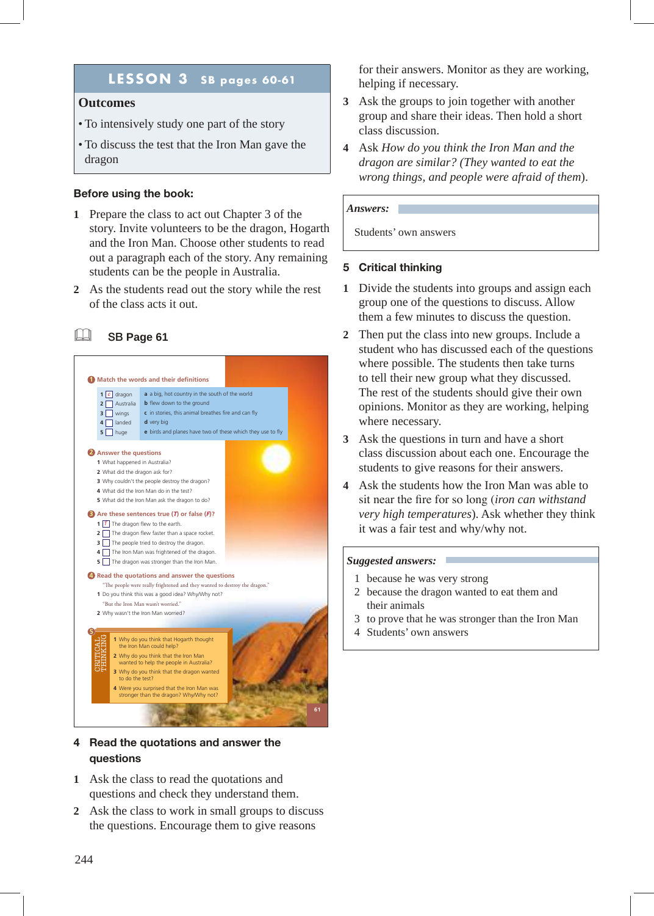## LESSON 3 SB pages 60-61

### Outcomes

- To intensively study one part of the story
- To discuss the test that the Iron Man gave the dragon

**Before using the book:**

1 Prepare the class to act out Chapter 3 of the story. Invite volunteers to be the dragon, Hogarth and the Iron Man. Choose other students to read out a paragraph each of the story. Any remaining students can be the people in Australia.

2 As the students read out the story while the rest of the class acts it out.

### SB Page 61

**1 Match the words and their definitions**

| | | |
|---|---|---|
| 1 | c dragon | a a big, hot country in the south of the world |
| 2 | Australia | b flew down to the ground |
| 3 | wings | c in stories, this animal breathes fire and can fly |
| 4 | landed | d very big |
| 5 | huge | e birds and planes have two of these which they use to fly |

**2 Answer the questions**

1 What happened in Australia?
2 What did the dragon ask for?
3 Why couldn't the people destroy the dragon?
4 What did the Iron Man do in the test?
5 What did the Iron Man ask the dragon to do?

**3 Are these sentences true (*T*) or false (*F*)?**

1 T The dragon flew to the earth.
2 The dragon flew faster than a space rocket.
3 The people tried to destroy the dragon.
4 The Iron Man was frightened of the dragon.
5 The dragon was stronger than the Iron Man.

**4 Read the quotations and answer the questions**

"The people were really frightened and they wanted to destroy the dragon."
1 Do you think this was a good idea? Why/Why not?
"But the Iron Man wasn't worried."
2 Why wasn't the Iron Man worried?

**5 CRITICAL THINKING**

1 Why do you think that Hogarth thought the Iron Man could help?
2 Why do you think that the Iron Man wanted to help the people in Australia?
3 Why do you think that the dragon wanted to do the test?
4 Were you surprised that the Iron Man was stronger than the dragon? Why/Why not?

### 4 Read the quotations and answer the questions

1 Ask the class to read the quotations and questions and check they understand them.

2 Ask the class to work in small groups to discuss the questions. Encourage them to give reasons for their answers. Monitor as they are working, helping if necessary.

3 Ask the groups to join together with another group and share their ideas. Then hold a short class discussion.

4 Ask *How do you think the Iron Man and the dragon are similar? (They wanted to eat the wrong things, and people were afraid of them*).

***Answers:***

Students' own answers

### 5 Critical thinking

1 Divide the students into groups and assign each group one of the questions to discuss. Allow them a few minutes to discuss the question.

2 Then put the class into new groups. Include a student who has discussed each of the questions where possible. The students then take turns to tell their new group what they discussed. The rest of the students should give their own opinions. Monitor as they are working, helping where necessary.

3 Ask the questions in turn and have a short class discussion about each one. Encourage the students to give reasons for their answers.

4 Ask the students how the Iron Man was able to sit near the fire for so long (*iron can withstand very high temperatures*). Ask whether they think it was a fair test and why/why not.

***Suggested answers:***

1 because he was very strong
2 because the dragon wanted to eat them and their animals
3 to prove that he was stronger than the Iron Man
4 Students' own answers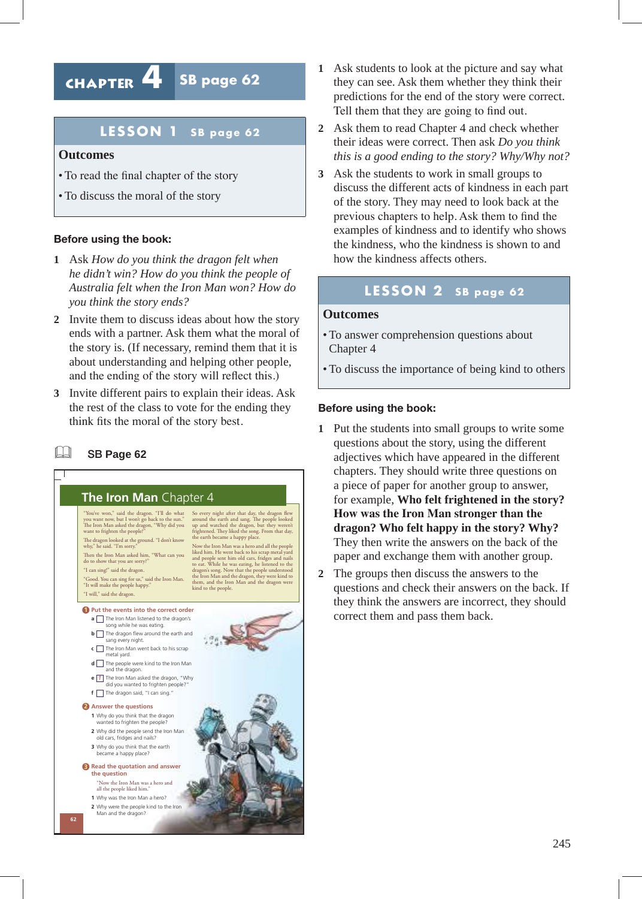# CHAPTER 4 SB page 62

## LESSON 1 SB page 62

**Outcomes**

- To read the final chapter of the story
- To discuss the moral of the story

### Before using the book:

1. Ask *How do you think the dragon felt when he didn't win? How do you think the people of Australia felt when the Iron Man won? How do you think the story ends?*
2. Invite them to discuss ideas about how the story ends with a partner. Ask them what the moral of the story is. (If necessary, remind them that it is about understanding and helping other people, and the ending of the story will reflect this.)
3. Invite different pairs to explain their ideas. Ask the rest of the class to vote for the ending they think fits the moral of the story best.

### SB Page 62

**The Iron Man Chapter 4**

"You've won," said the dragon. "I'll do what you want now, but I won't go back to the sun." The Iron Man asked the dragon, "Why did you want to frighten the people?"

The dragon looked at the ground. "I don't know why," he said. "I'm sorry."

Then the Iron Man asked him, "What can you do to show that you are sorry?"

"I can sing!" said the dragon.

"Good. You can sing for us," said the Iron Man. "It will make the people happy."

"I will," said the dragon.

So every night after that day, the dragon flew around the earth and sang. The people looked up and watched the dragon, but they weren't frightened. They liked the song. From that day, the earth became a happy place.

Now the Iron Man was a hero and all the people liked him. He went back to his scrap metal yard and people sent him old cars, fridges and nails to eat. While he was eating, he listened to the dragon's song. Now that the people understood the Iron Man and the dragon, they were kind to them, and the Iron Man and the dragon were kind to the people.

**1 Put the events into the correct order**

a ☐ The Iron Man listened to the dragon's song while he was eating.
b ☐ The dragon flew around the earth and sang every night.
c ☐ The Iron Man went back to his scrap metal yard.
d ☐ The people were kind to the Iron Man and the dragon.
e ☐ 1 The Iron Man asked the dragon, "Why did you wanted to frighten people?"
f ☐ The dragon said, "I can sing."

**2 Answer the questions**

1 Why do you think that the dragon wanted to frighten the people?
2 Why did the people send the Iron Man old cars, fridges and nails?
3 Why do you think that the earth became a happy place?

**3 Read the quotation and answer the question**

"Now the Iron Man was a hero and all the people liked him."

1 Why was the Iron Man a hero?
2 Why were the people kind to the Iron Man and the dragon?

1. Ask students to look at the picture and say what they can see. Ask them whether they think their predictions for the end of the story were correct. Tell them that they are going to find out.
2. Ask them to read Chapter 4 and check whether their ideas were correct. Then ask *Do you think this is a good ending to the story? Why/Why not?*
3. Ask the students to work in small groups to discuss the different acts of kindness in each part of the story. They may need to look back at the previous chapters to help. Ask them to find the examples of kindness and to identify who shows the kindness, who the kindness is shown to and how the kindness affects others.

## LESSON 2 SB page 62

**Outcomes**

- To answer comprehension questions about Chapter 4
- To discuss the importance of being kind to others

### Before using the book:

1. Put the students into small groups to write some questions about the story, using the different adjectives which have appeared in the different chapters. They should write three questions on a piece of paper for another group to answer, for example, **Who felt frightened in the story? How was the Iron Man stronger than the dragon? Who felt happy in the story? Why?** They then write the answers on the back of the paper and exchange them with another group.
2. The groups then discuss the answers to the questions and check their answers on the back. If they think the answers are incorrect, they should correct them and pass them back.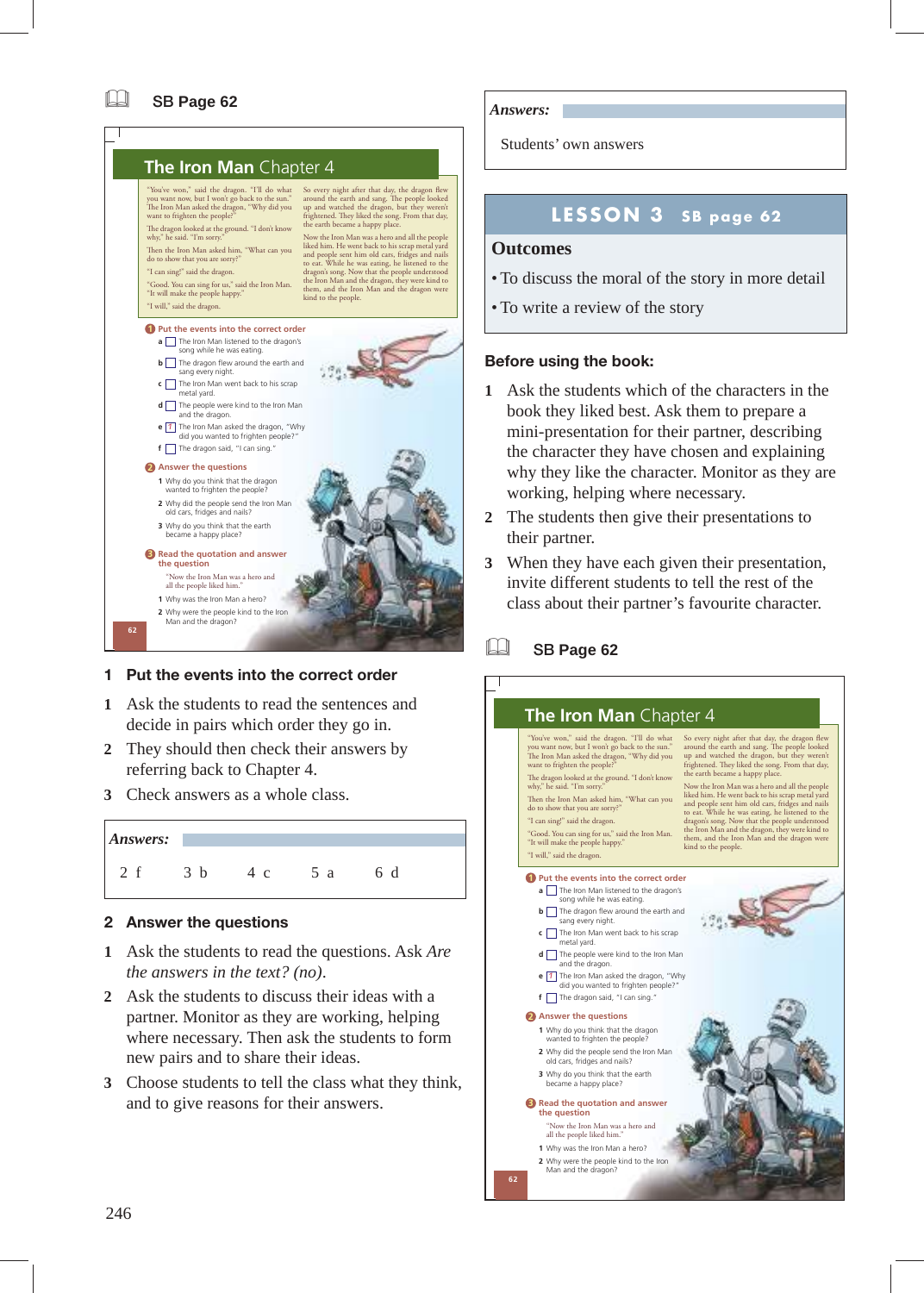## SB Page 62

### The Iron Man Chapter 4

"You've won," said the dragon. "I'll do what you want now, but I won't go back to the sun." The Iron Man asked the dragon, "Why did you want to frighten the people?"

The dragon looked at the ground. "I don't know why," he said. "I'm sorry."

Then the Iron Man asked him, "What can you do to show that you are sorry?"

"I can sing!" said the dragon.

"Good. You can sing for us," said the Iron Man. "It will make the people happy."

"I will," said the dragon.

So every night after that day, the dragon flew around the earth and sang. The people looked up and watched the dragon, but they weren't frightened. They liked the song. From that day, the earth became a happy place.

Now the Iron Man was a hero and all the people liked him. He went back to his scrap metal yard and people sent him old cars, fridges and nails to eat. While he was eating, he listened to the dragon's song. Now that the people understood the Iron Man and the dragon, they were kind to them, and the Iron Man and the dragon were kind to the people.

**1 Put the events into the correct order**

- a ☐ The Iron Man listened to the dragon's song while he was eating.
- b ☐ The dragon flew around the earth and sang every night.
- c ☐ The Iron Man went back to his scrap metal yard.
- d ☐ The people were kind to the Iron Man and the dragon.
- e 1 The Iron Man asked the dragon, "Why did you wanted to frighten people?"
- f ☐ The dragon said, "I can sing."

**2 Answer the questions**

1. Why do you think that the dragon wanted to frighten the people?
2. Why did the people send the Iron Man old cars, fridges and nails?
3. Why do you think that the earth became a happy place?

**3 Read the quotation and answer the question**

"Now the Iron Man was a hero and all the people liked him."

1. Why was the Iron Man a hero?
2. Why were the people kind to the Iron Man and the dragon?

### 1 Put the events into the correct order

1. Ask the students to read the sentences and decide in pairs which order they go in.
2. They should then check their answers by referring back to Chapter 4.
3. Check answers as a whole class.

**Answers:**

2 f  3 b  4 c  5 a  6 d

### 2 Answer the questions

1. Ask the students to read the questions. Ask *Are the answers in the text? (no).*
2. Ask the students to discuss their ideas with a partner. Monitor as they are working, helping where necessary. Then ask the students to form new pairs and to share their ideas.
3. Choose students to tell the class what they think, and to give reasons for their answers.

**Answers:**

Students' own answers

## LESSON 3 SB page 62

**Outcomes**

- To discuss the moral of the story in more detail
- To write a review of the story

### Before using the book:

1. Ask the students which of the characters in the book they liked best. Ask them to prepare a mini-presentation for their partner, describing the character they have chosen and explaining why they like the character. Monitor as they are working, helping where necessary.
2. The students then give their presentations to their partner.
3. When they have each given their presentation, invite different students to tell the rest of the class about their partner's favourite character.

## SB Page 62

### The Iron Man Chapter 4

"You've won," said the dragon. "I'll do what you want now, but I won't go back to the sun." The Iron Man asked the dragon, "Why did you want to frighten the people?"

The dragon looked at the ground. "I don't know why," he said. "I'm sorry."

Then the Iron Man asked him, "What can you do to show that you are sorry?"

"I can sing!" said the dragon.

"Good. You can sing for us," said the Iron Man. "It will make the people happy."

"I will," said the dragon.

So every night after that day, the dragon flew around the earth and sang. The people looked up and watched the dragon, but they weren't frightened. They liked the song. From that day, the earth became a happy place.

Now the Iron Man was a hero and all the people liked him. He went back to his scrap metal yard and people sent him old cars, fridges and nails to eat. While he was eating, he listened to the dragon's song. Now that the people understood the Iron Man and the dragon, they were kind to them, and the Iron Man and the dragon were kind to the people.

**1 Put the events into the correct order**

- a ☐ The Iron Man listened to the dragon's song while he was eating.
- b ☐ The dragon flew around the earth and sang every night.
- c ☐ The Iron Man went back to his scrap metal yard.
- d ☐ The people were kind to the Iron Man and the dragon.
- e 1 The Iron Man asked the dragon, "Why did you wanted to frighten people?"
- f ☐ The dragon said, "I can sing."

**2 Answer the questions**

1. Why do you think that the dragon wanted to frighten the people?
2. Why did the people send the Iron Man old cars, fridges and nails?
3. Why do you think that the earth became a happy place?

**3 Read the quotation and answer the question**

"Now the Iron Man was a hero and all the people liked him."

1. Why was the Iron Man a hero?
2. Why were the people kind to the Iron Man and the dragon?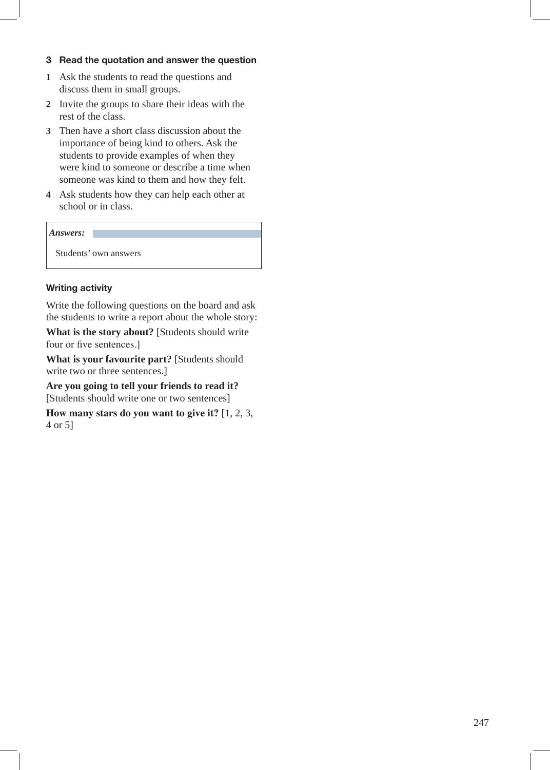### 3 Read the quotation and answer the question

1. Ask the students to read the questions and discuss them in small groups.
2. Invite the groups to share their ideas with the rest of the class.
3. Then have a short class discussion about the importance of being kind to others. Ask the students to provide examples of when they were kind to someone or describe a time when someone was kind to them and how they felt.
4. Ask students how they can help each other at school or in class.

***Answers:***

Students' own answers

#### Writing activity

Write the following questions on the board and ask the students to write a report about the whole story:

**What is the story about?** [Students should write four or five sentences.]

**What is your favourite part?** [Students should write two or three sentences.]

**Are you going to tell your friends to read it?** [Students should write one or two sentences]

**How many stars do you want to give it?** [1, 2, 3, 4 or 5]